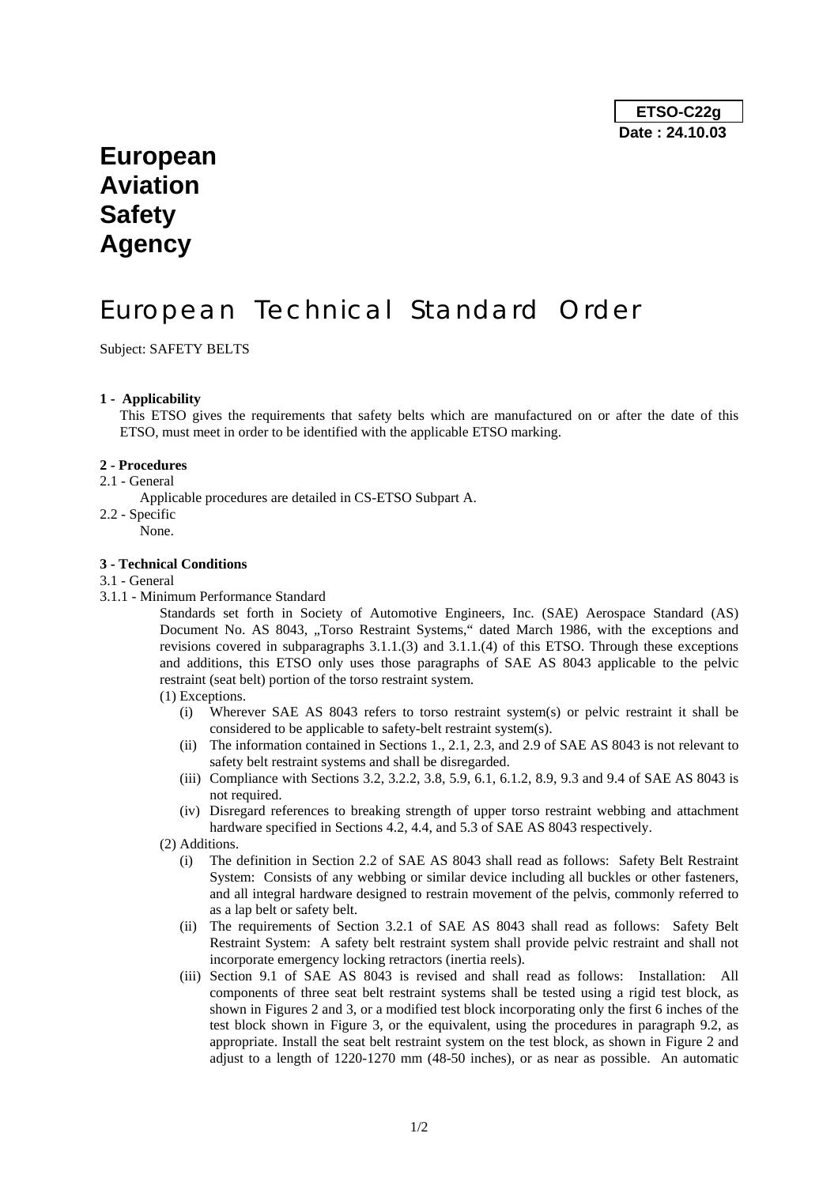**ETSO-C22g**

**Date : 24.10.03**

# European Aviation Safety Agency

# European Technical Standard Order

Subject: SAFETY BELTS

**1 - Applicability**

This ETSO gives the requirements that safety belts which are manufactured on or after the date of this ETSO, must meet in order to be identified with the applicable ETSO marking.

**2 - Procedures**

2.1 - General

Applicable procedures are detailed in CS-ETSO Subpart A.

2.2 - Specific

None.

**3 - Technical Conditions**

3.1 - General

3.1.1 - Minimum Performance Standard

Standards set forth in Society of Automotive Engineers, Inc. (SAE) Aerospace Standard (AS) Document No. AS 8043, „Torso Restraint Systems," dated March 1986, with the exceptions and revisions covered in subparagraphs 3.1.1.(3) and 3.1.1.(4) of this ETSO. Through these exceptions and additions, this ETSO only uses those paragraphs of SAE AS 8043 applicable to the pelvic restraint (seat belt) portion of the torso restraint system.

(1) Exceptions.

(i) Wherever SAE AS 8043 refers to torso restraint system(s) or pelvic restraint it shall be considered to be applicable to safety-belt restraint system(s).

(ii) The information contained in Sections 1., 2.1, 2.3, and 2.9 of SAE AS 8043 is not relevant to safety belt restraint systems and shall be disregarded.

(iii) Compliance with Sections 3.2, 3.2.2, 3.8, 5.9, 6.1, 6.1.2, 8.9, 9.3 and 9.4 of SAE AS 8043 is not required.

(iv) Disregard references to breaking strength of upper torso restraint webbing and attachment hardware specified in Sections 4.2, 4.4, and 5.3 of SAE AS 8043 respectively.

(2) Additions.

(i) The definition in Section 2.2 of SAE AS 8043 shall read as follows: Safety Belt Restraint System: Consists of any webbing or similar device including all buckles or other fasteners, and all integral hardware designed to restrain movement of the pelvis, commonly referred to as a lap belt or safety belt.

(ii) The requirements of Section 3.2.1 of SAE AS 8043 shall read as follows: Safety Belt Restraint System: A safety belt restraint system shall provide pelvic restraint and shall not incorporate emergency locking retractors (inertia reels).

(iii) Section 9.1 of SAE AS 8043 is revised and shall read as follows: Installation: All components of three seat belt restraint systems shall be tested using a rigid test block, as shown in Figures 2 and 3, or a modified test block incorporating only the first 6 inches of the test block shown in Figure 3, or the equivalent, using the procedures in paragraph 9.2, as appropriate. Install the seat belt restraint system on the test block, as shown in Figure 2 and adjust to a length of 1220-1270 mm (48-50 inches), or as near as possible. An automatic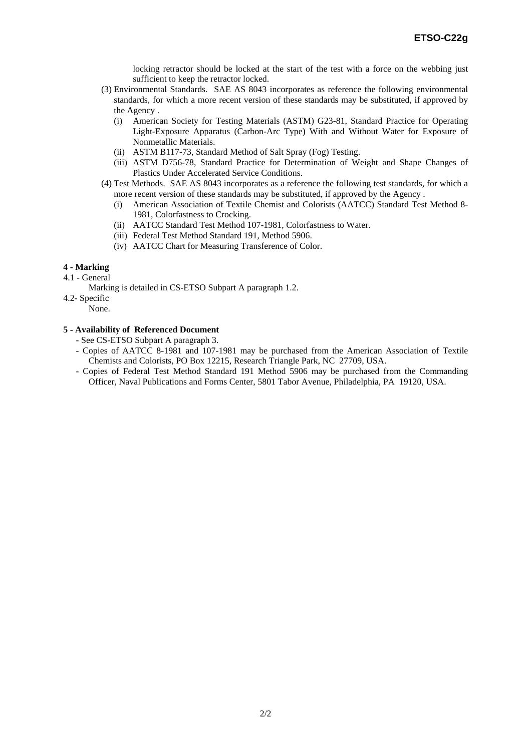locking retractor should be locked at the start of the test with a force on the webbing just sufficient to keep the retractor locked.

(3) Environmental Standards. SAE AS 8043 incorporates as reference the following environmental standards, for which a more recent version of these standards may be substituted, if approved by the Agency .

  (i) American Society for Testing Materials (ASTM) G23-81, Standard Practice for Operating Light-Exposure Apparatus (Carbon-Arc Type) With and Without Water for Exposure of Nonmetallic Materials.

  (ii) ASTM B117-73, Standard Method of Salt Spray (Fog) Testing.

  (iii) ASTM D756-78, Standard Practice for Determination of Weight and Shape Changes of Plastics Under Accelerated Service Conditions.

(4) Test Methods. SAE AS 8043 incorporates as a reference the following test standards, for which a more recent version of these standards may be substituted, if approved by the Agency .

  (i) American Association of Textile Chemist and Colorists (AATCC) Standard Test Method 8-1981, Colorfastness to Crocking.

  (ii) AATCC Standard Test Method 107-1981, Colorfastness to Water.

  (iii) Federal Test Method Standard 191, Method 5906.

  (iv) AATCC Chart for Measuring Transference of Color.

**4 - Marking**

4.1 - General

Marking is detailed in CS-ETSO Subpart A paragraph 1.2.

4.2- Specific

None.

**5 - Availability of Referenced Document**

- See CS-ETSO Subpart A paragraph 3.
- Copies of AATCC 8-1981 and 107-1981 may be purchased from the American Association of Textile Chemists and Colorists, PO Box 12215, Research Triangle Park, NC 27709, USA.
- Copies of Federal Test Method Standard 191 Method 5906 may be purchased from the Commanding Officer, Naval Publications and Forms Center, 5801 Tabor Avenue, Philadelphia, PA 19120, USA.